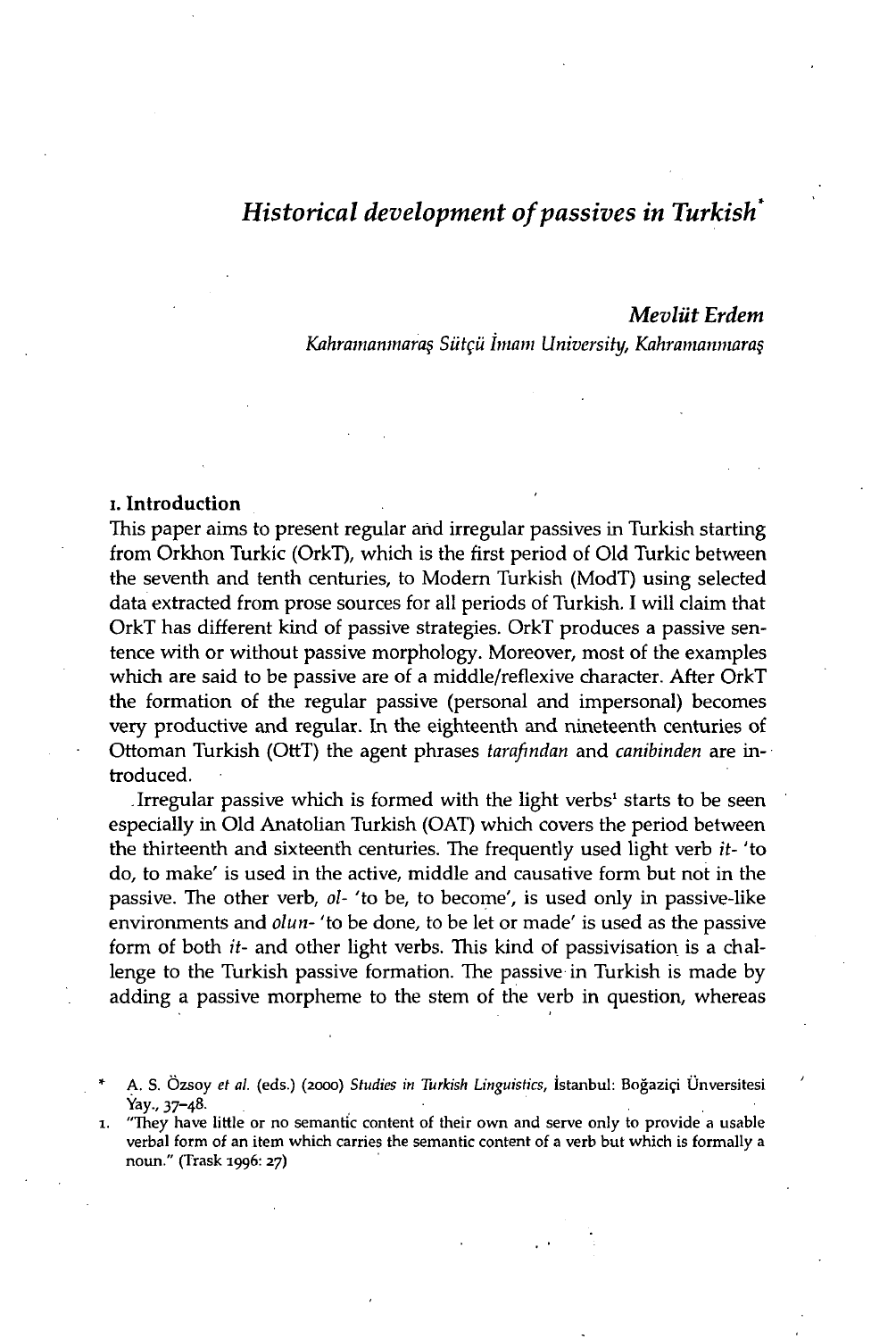# *Historical development of passives in Turkish*[*]

***Mevlüt Erdem***
*Kahramanmaraş Sütçü İmam University, Kahramanmaraş*

## 1. Introduction

This paper aims to present regular and irregular passives in Turkish starting from Orkhon Turkic (OrkT), which is the first period of Old Turkic between the seventh and tenth centuries, to Modern Turkish (ModT) using selected data extracted from prose sources for all periods of Turkish. I will claim that OrkT has different kind of passive strategies. OrkT produces a passive sentence with or without passive morphology. Moreover, most of the examples which are said to be passive are of a middle/reflexive character. After OrkT the formation of the regular passive (personal and impersonal) becomes very productive and regular. In the eighteenth and nineteenth centuries of Ottoman Turkish (OttT) the agent phrases *tarafından* and *canibinden* are introduced.

Irregular passive which is formed with the light verbs[1] starts to be seen especially in Old Anatolian Turkish (OAT) which covers the period between the thirteenth and sixteenth centuries. The frequently used light verb *it-* 'to do, to make' is used in the active, middle and causative form but not in the passive. The other verb, *ol-* 'to be, to become', is used only in passive-like environments and *olun-* 'to be done, to be let or made' is used as the passive form of both *it-* and other light verbs. This kind of passivisation is a challenge to the Turkish passive formation. The passive in Turkish is made by adding a passive morpheme to the stem of the verb in question, whereas

\* A. S. Özsoy *et al.* (eds.) (2000) *Studies in Turkish Linguistics*, İstanbul: Boğaziçi Ünversitesi Yay., 37–48.

1. "They have little or no semantic content of their own and serve only to provide a usable verbal form of an item which carries the semantic content of a verb but which is formally a noun." (Trask 1996: 27)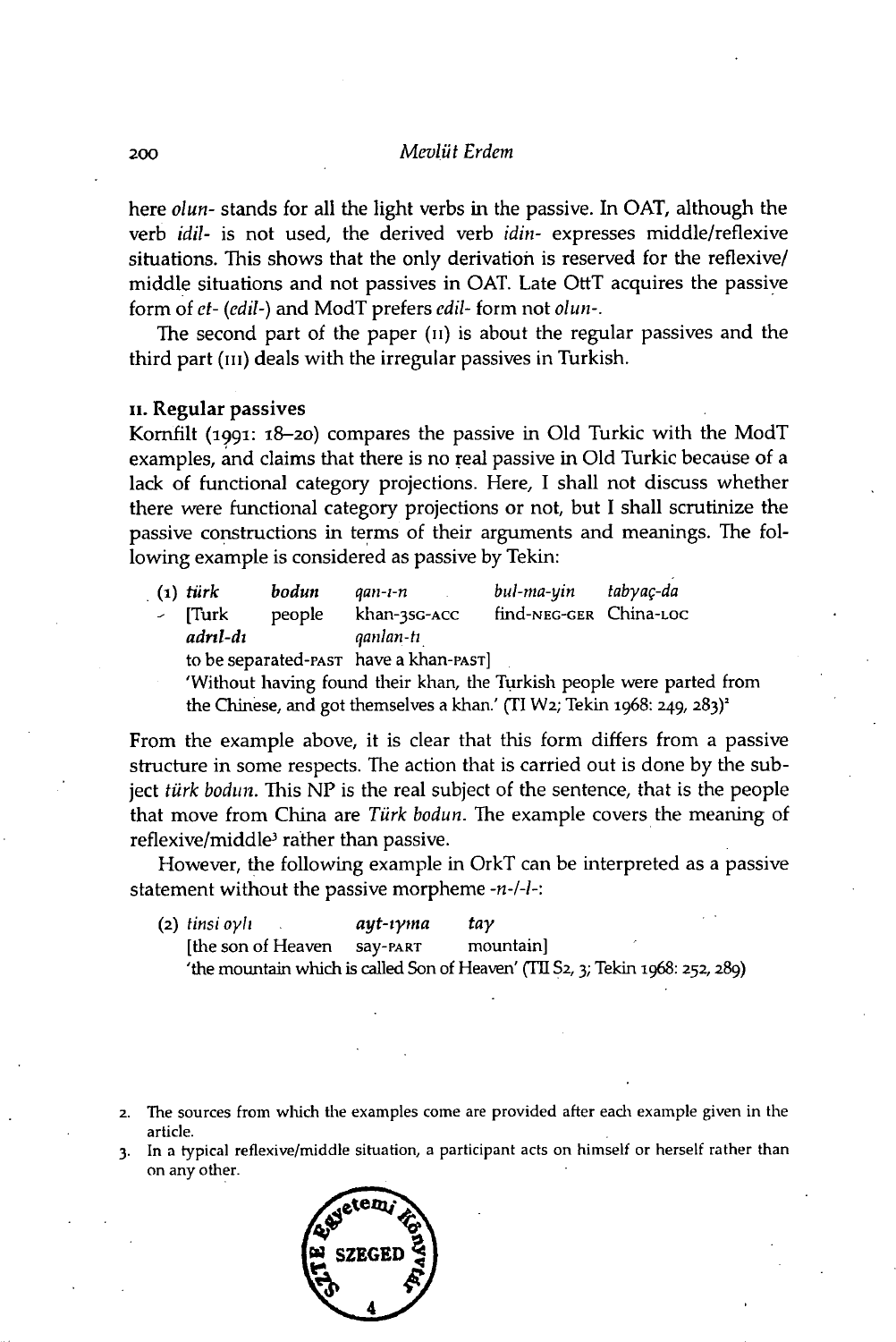here *olun-* stands for all the light verbs in the passive. In OAT, although the verb *idil-* is not used, the derived verb *idin-* expresses middle/reflexive situations. This shows that the only derivation is reserved for the reflexive/middle situations and not passives in OAT. Late OttT acquires the passive form of *et-* (*edil-*) and ModT prefers *edil-* form not *olun-*.

The second part of the paper (II) is about the regular passives and the third part (III) deals with the irregular passives in Turkish.

## II. Regular passives

Kornfilt (1991: 18–20) compares the passive in Old Turkic with the ModT examples, and claims that there is no real passive in Old Turkic because of a lack of functional category projections. Here, I shall not discuss whether there were functional category projections or not, but I shall scrutinize the passive constructions in terms of their arguments and meanings. The following example is considered as passive by Tekin:

(1) *türk* *bodun* *qan-ı-n* *bul-ma-yın* *tabγaç-da*
[Turk people khan-3SG-ACC find-NEG-GER China-LOC
***adrıl-dı*** *qanlan-tı*
to be separated-PAST have a khan-PAST]
'Without having found their khan, the Turkish people were parted from the Chinese, and got themselves a khan.' (TI W2; Tekin 1968: 249, 283)[2]

From the example above, it is clear that this form differs from a passive structure in some respects. The action that is carried out is done by the subject *türk bodun*. This NP is the real subject of the sentence, that is the people that move from China are *Türk bodun*. The example covers the meaning of reflexive/middle[3] rather than passive.

However, the following example in OrkT can be interpreted as a passive statement without the passive morpheme *-n-/-l-*:

(2) *tinsi oγlı* ***ayt-ıγma*** *taγ*
[the son of Heaven say-PART mountain]
'the mountain which is called Son of Heaven' (TII S2, 3; Tekin 1968: 252, 289)

2. The sources from which the examples come are provided after each example given in the article.
3. In a typical reflexive/middle situation, a participant acts on himself or herself rather than on any other.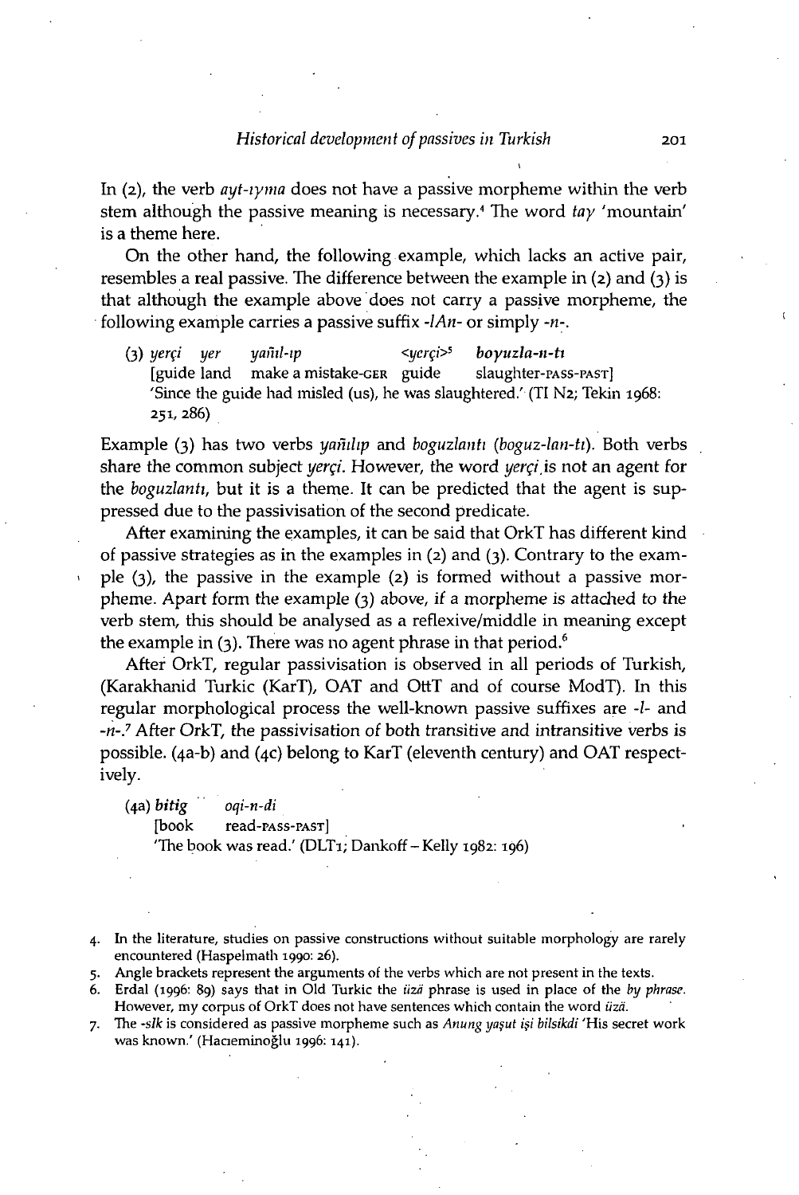In (2), the verb *ayt-ıyma* does not have a passive morpheme within the verb stem although the passive meaning is necessary.[4] The word *tay* 'mountain' is a theme here.

On the other hand, the following example, which lacks an active pair, resembles a real passive. The difference between the example in (2) and (3) is that although the example above does not carry a passive morpheme, the following example carries a passive suffix *-lAn-* or simply *-n-*.

(3) *yerçi* *yer* *yañıl-ıp* <*yerçi*>[5] *boyuzla-n-tı*
[guide land make a mistake-GER guide slaughter-PASS-PAST]
'Since the guide had misled (us), he was slaughtered.' (TI N2; Tekin 1968: 251, 286)

Example (3) has two verbs *yañılıp* and *boguzlantı* (*boguz-lan-tı*). Both verbs share the common subject *yerçi*. However, the word *yerçi* is not an agent for the *boguzlantı*, but it is a theme. It can be predicted that the agent is suppressed due to the passivisation of the second predicate.

After examining the examples, it can be said that OrkT has different kind of passive strategies as in the examples in (2) and (3). Contrary to the example (3), the passive in the example (2) is formed without a passive morpheme. Apart form the example (3) above, if a morpheme is attached to the verb stem, this should be analysed as a reflexive/middle in meaning except the example in (3). There was no agent phrase in that period.[6]

After OrkT, regular passivisation is observed in all periods of Turkish, (Karakhanid Turkic (KarT), OAT and OttT and of course ModT). In this regular morphological process the well-known passive suffixes are *-l-* and *-n-*.[7] After OrkT, the passivisation of both transitive and intransitive verbs is possible. (4a-b) and (4c) belong to KarT (eleventh century) and OAT respectively.

(4a) ***bitig*** *oqi-n-di*
[book read-PASS-PAST]
'The book was read.' (DLT1; Dankoff – Kelly 1982: 196)

---

4. In the literature, studies on passive constructions without suitable morphology are rarely encountered (Haspelmath 1990: 26).
5. Angle brackets represent the arguments of the verbs which are not present in the texts.
6. Erdal (1996: 89) says that in Old Turkic the *üzä* phrase is used in place of the *by phrase*. However, my corpus of OrkT does not have sentences which contain the word *üzä*.
7. The *-slk* is considered as passive morpheme such as *Anung yaşut işi bilsikdi* 'His secret work was known.' (Hacıeminoğlu 1996: 141).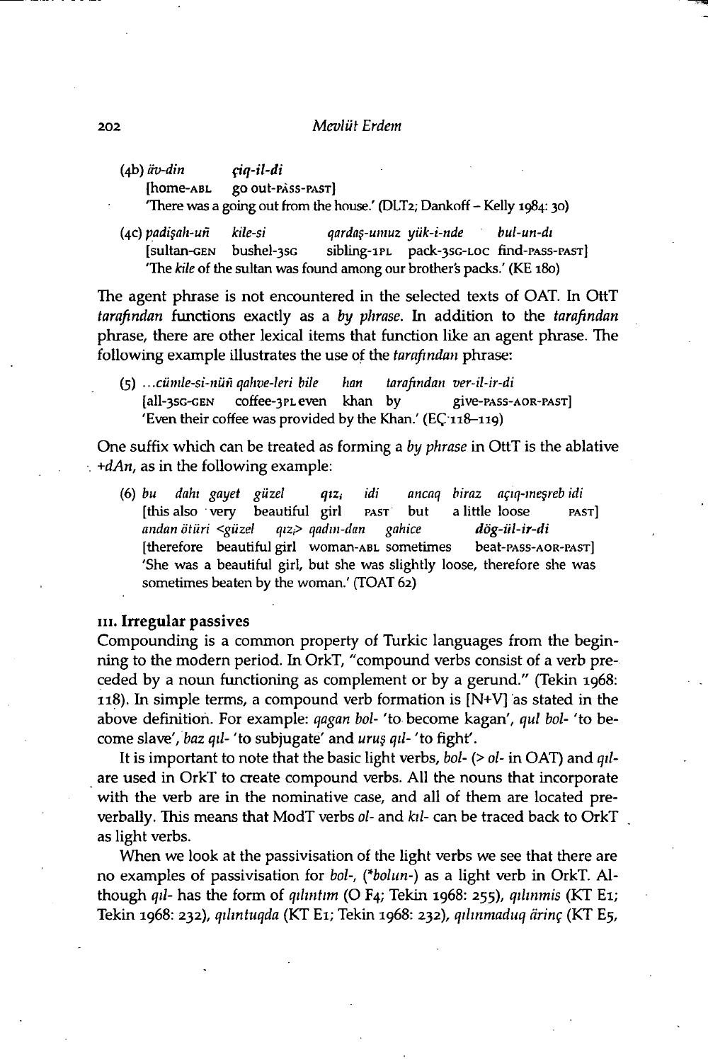(4b) *äv-din* *çiq-il-di*
[home-ABL go out-PASS-PAST]
'There was a going out from the house.' (DLT2; Dankoff – Kelly 1984: 30)

(4c) *padişah-uñ* *kile-si* *qardaş-umuz* *yük-i-nde* *bul-un-dı*
[sultan-GEN bushel-3SG sibling-1PL pack-3SG-LOC find-PASS-PAST]
'The *kile* of the sultan was found among our brother's packs.' (KE 180)

The agent phrase is not encountered in the selected texts of OAT. In OttT *tarafından* functions exactly as a *by phrase*. In addition to the *tarafından* phrase, there are other lexical items that function like an agent phrase. The following example illustrates the use of the *tarafından* phrase:

(5) ...*cümle-si-nüñ qahve-leri bile* *han* *tarafından ver-il-ir-di*
[all-3SG-GEN coffee-3PL even khan by give-PASS-AOR-PAST]
'Even their coffee was provided by the Khan.' (EÇ 118–119)

One suffix which can be treated as forming a *by phrase* in OttT is the ablative +*dAn*, as in the following example:

(6) *bu dahı gayet güzel* *qız$_i$* *idi* *ancaq biraz açıq-meşreb idi*
[this also very beautiful girl PAST but a little loose PAST]
*andan ötüri <güzel qız$_i$> qadın-dan gahice* *dög-ül-ir-di*
[therefore beautiful girl woman-ABL sometimes beat-PASS-AOR-PAST]
'She was a beautiful girl, but she was slightly loose, therefore she was sometimes beaten by the woman.' (TOAT 62)

### III. Irregular passives

Compounding is a common property of Turkic languages from the beginning to the modern period. In OrkT, "compound verbs consist of a verb preceded by a noun functioning as complement or by a gerund." (Tekin 1968: 118). In simple terms, a compound verb formation is [N+V] as stated in the above definition. For example: *qagan bol-* 'to become kagan', *qul bol-* 'to become slave', *baz qıl-* 'to subjugate' and *uruş qıl-* 'to fight'.

It is important to note that the basic light verbs, *bol-* (> *ol-* in OAT) and *qıl-* are used in OrkT to create compound verbs. All the nouns that incorporate with the verb are in the nominative case, and all of them are located preverbally. This means that ModT verbs *ol-* and *kıl-* can be traced back to OrkT as light verbs.

When we look at the passivisation of the light verbs we see that there are no examples of passivisation for *bol-*, (*\*bolun-*) as a light verb in OrkT. Although *qıl-* has the form of *qılıntım* (O F4; Tekin 1968: 255), *qılınmis* (KT E1; Tekin 1968: 232), *qılıntuqda* (KT E1; Tekin 1968: 232), *qılınmaduq ärinç* (KT E5,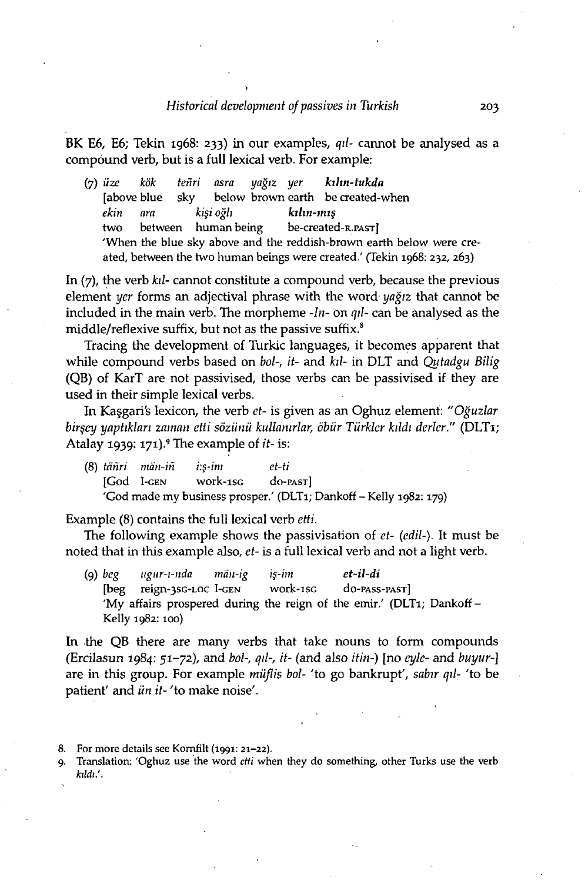BK E6, E6; Tekin 1968: 233) in our examples, *qıl-* cannot be analysed as a compound verb, but is a full lexical verb. For example:

(7) *üze kök teñri asra yağız yer* ***kılın-tukda***
[above blue sky below brown earth be created-when
*ekin ara kişi oğlı* ***kılın-mış***
two between human being be-created-R.PAST]
'When the blue sky above and the reddish-brown earth below were created, between the two human beings were created.' (Tekin 1968: 232, 263)

In (7), the verb *kıl-* cannot constitute a compound verb, because the previous element *yer* forms an adjectival phrase with the word *yağız* that cannot be included in the main verb. The morpheme *-In-* on *qıl-* can be analysed as the middle/reflexive suffix, but not as the passive suffix.[8]

Tracing the development of Turkic languages, it becomes apparent that while compound verbs based on *bol-*, *it-* and *kıl-* in DLT and *Qutadgu Bilig* (QB) of KarT are not passivised, those verbs can be passivised if they are used in their simple lexical verbs.

In Kaşgari's lexicon, the verb *et-* is given as an Oghuz element: "*Oğuzlar birşey yaptıkları zaman etti sözünü kullanırlar, öbür Türkler kıldı derler.*" (DLT1; Atalay 1939: 171).[9] The example of *it-* is:

(8) *täñri män-iñ i:ş-im et-ti*
[God I-GEN work-1SG do-PAST]
'God made my business prosper.' (DLT1; Dankoff – Kelly 1982: 179)

Example (8) contains the full lexical verb *etti*.

The following example shows the passivisation of *et-* (*edil-*). It must be noted that in this example also, *et-* is a full lexical verb and not a light verb.

(9) *beg ugur-ı-nda män-ig iş-im* ***et-il-di***
[beg reign-3SG-LOC I-GEN work-1SG do-PASS-PAST]
'My affairs prospered during the reign of the emir.' (DLT1; Dankoff – Kelly 1982: 100)

In the QB there are many verbs that take nouns to form compounds (Ercilasun 1984: 51–72), and *bol-*, *qıl-*, *it-* (and also *itin-*) [no *eyle-* and *buyur-*] are in this group. For example *müflis bol-* 'to go bankrupt', *sabır qıl-* 'to be patient' and *ün it-* 'to make noise'.

8. For more details see Kornfilt (1991: 21–22).
9. Translation: 'Oghuz use the word *etti* when they do something, other Turks use the verb *kıldı*.'.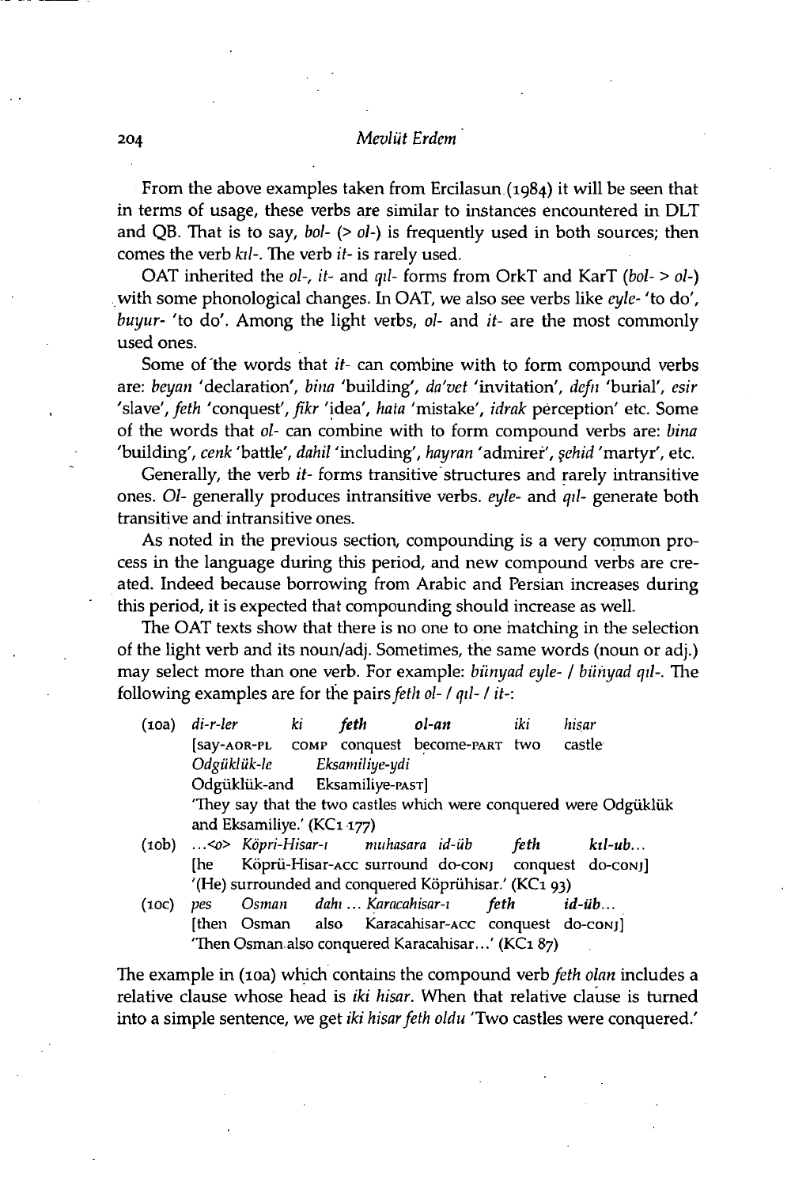From the above examples taken from Ercilasun (1984) it will be seen that in terms of usage, these verbs are similar to instances encountered in DLT and QB. That is to say, *bol-* (> *ol-*) is frequently used in both sources; then comes the verb *kıl-*. The verb *it-* is rarely used.

OAT inherited the *ol-*, *it-* and *qıl-* forms from OrkT and KarT (*bol-* > *ol-*) with some phonological changes. In OAT, we also see verbs like *eyle-* 'to do', *buyur-* 'to do'. Among the light verbs, *ol-* and *it-* are the most commonly used ones.

Some of the words that *it-* can combine with to form compound verbs are: *beyan* 'declaration', *bina* 'building', *da'vet* 'invitation', *defn* 'burial', *esir* 'slave', *feth* 'conquest', *fikr* 'idea', *hata* 'mistake', *idrak* perception' etc. Some of the words that *ol-* can combine with to form compound verbs are: *bina* 'building', *cenk* 'battle', *dahil* 'including', *hayran* 'admirer', *şehid* 'martyr', etc.

Generally, the verb *it-* forms transitive structures and rarely intransitive ones. *Ol-* generally produces intransitive verbs. *eyle-* and *qıl-* generate both transitive and intransitive ones.

As noted in the previous section, compounding is a very common process in the language during this period, and new compound verbs are created. Indeed because borrowing from Arabic and Persian increases during this period, it is expected that compounding should increase as well.

The OAT texts show that there is no one to one matching in the selection of the light verb and its noun/adj. Sometimes, the same words (noun or adj.) may select more than one verb. For example: *bünyad eyle-* / *bünyad qıl-*. The following examples are for the pairs *feth ol-* / *qıl-* / *it-*:

(10a) *di-r-ler* *ki* ***feth*** ***ol-an*** *iki* *hisar*
[say-AOR-PL COMP conquest become-PART two castle
*Odgüklük-le* *Eksamiliye-ydi*
Odgüklük-and Eksamiliye-PAST]
'They say that the two castles which were conquered were Odgüklük and Eksamiliye.' (KC1 177)

(10b) ...<o> *Köpri-Hisar-ı* *muhasara* *id-üb* ***feth*** ***kıl-ub...***
[he Köprü-Hisar-ACC surround do-CONJ conquest do-CONJ]
'(He) surrounded and conquered Köprühisar.' (KC1 93)

(10c) *pes* *Osman* *dahı ... Karacahisar-ı* ***feth*** ***id-üb...***
[then Osman also Karacahisar-ACC conquest do-CONJ]
'Then Osman also conquered Karacahisar...' (KC1 87)

The example in (10a) which contains the compound verb *feth olan* includes a relative clause whose head is *iki hisar*. When that relative clause is turned into a simple sentence, we get *iki hisar feth oldu* 'Two castles were conquered.'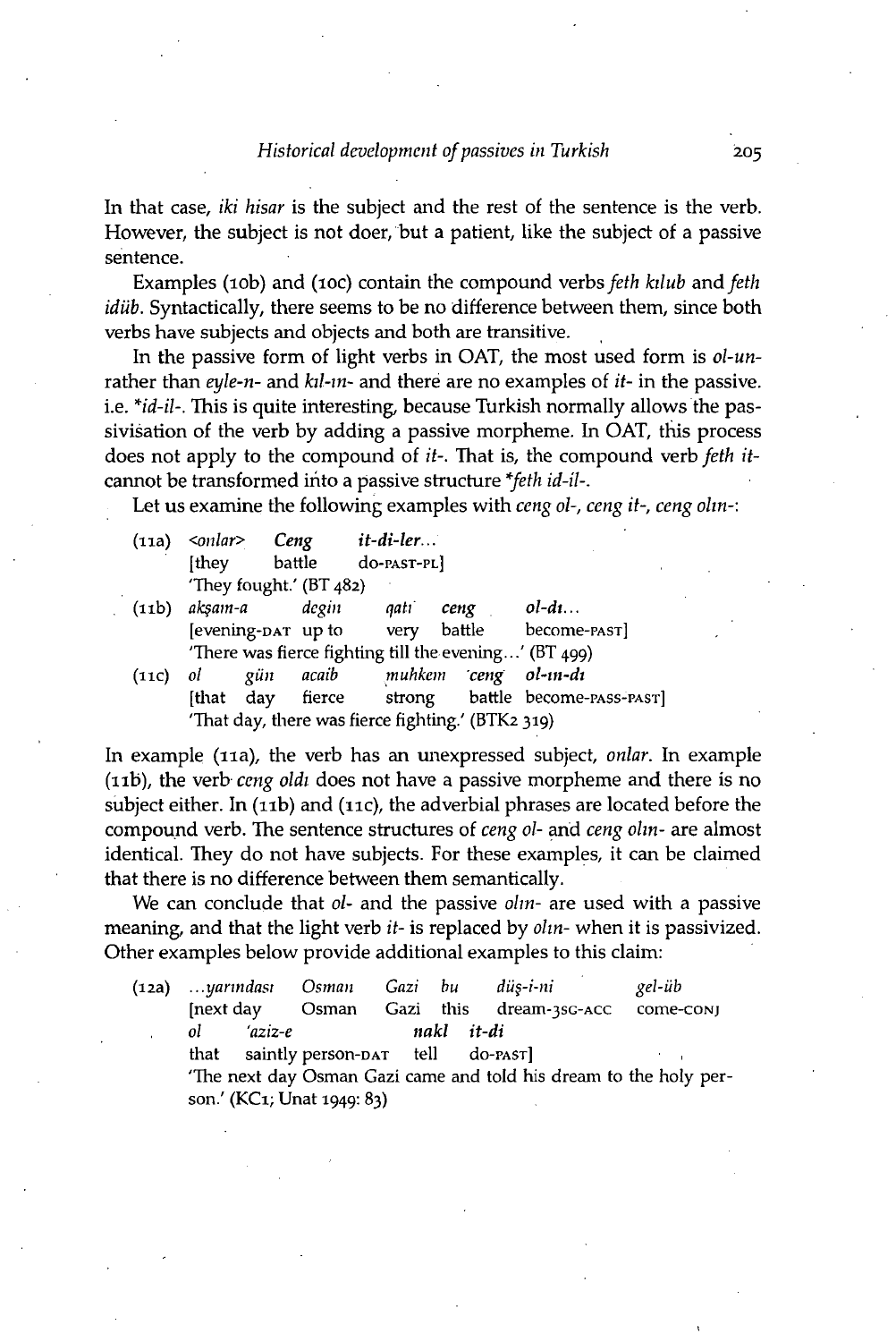In that case, *iki hisar* is the subject and the rest of the sentence is the verb. However, the subject is not doer, but a patient, like the subject of a passive sentence.

Examples (10b) and (10c) contain the compound verbs *feth kılub* and *feth idüb*. Syntactically, there seems to be no difference between them, since both verbs have subjects and objects and both are transitive.

In the passive form of light verbs in OAT, the most used form is *ol-un-* rather than *eyle-n-* and *kıl-ın-* and there are no examples of *it-* in the passive. i.e. *\*id-il-*. This is quite interesting, because Turkish normally allows the passivisation of the verb by adding a passive morpheme. In OAT, this process does not apply to the compound of *it-*. That is, the compound verb *feth it-* cannot be transformed into a passive structure *\*feth id-il-*.

Let us examine the following examples with *ceng ol-*, *ceng it-*, *ceng olın-*:

(11a) *<onlar> Ceng it-di-ler...*
[they battle do-PAST-PL]
'They fought.' (BT 482)

(11b) *akşam-a degin qatı ceng ol-dı...*
[evening-DAT up to very battle become-PAST]
'There was fierce fighting till the evening...' (BT 499)

(11c) *ol gün acaib muhkem ceng ol-ın-dı*
[that day fierce strong battle become-PASS-PAST]
'That day, there was fierce fighting.' (BTK2 319)

In example (11a), the verb has an unexpressed subject, *onlar*. In example (11b), the verb *ceng oldı* does not have a passive morpheme and there is no subject either. In (11b) and (11c), the adverbial phrases are located before the compound verb. The sentence structures of *ceng ol-* and *ceng olın-* are almost identical. They do not have subjects. For these examples, it can be claimed that there is no difference between them semantically.

We can conclude that *ol-* and the passive *olın-* are used with a passive meaning, and that the light verb *it-* is replaced by *olın-* when it is passivized. Other examples below provide additional examples to this claim:

(12a) *...yarındası Osman Gazi bu düş-i-ni gel-üb ol 'aziz-e nakl it-di*
[next day Osman Gazi this dream-3SG-ACC come-CONJ that saintly person-DAT tell do-PAST]
'The next day Osman Gazi came and told his dream to the holy person.' (KC1; Unat 1949: 83)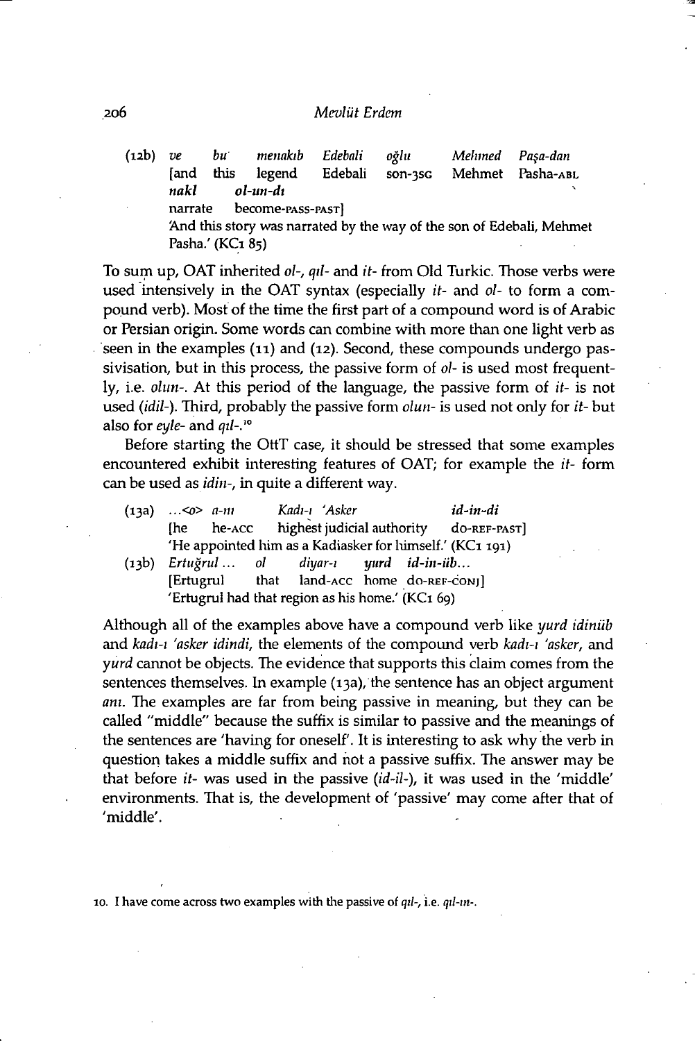(12b) *ve bu menakıb Edebali oğlu Mehmed Paşa-dan*
[and this legend Edebali son-3SG Mehmet Pasha-ABL
*nakl ol-un-dı*
narrate become-PASS-PAST]
'And this story was narrated by the way of the son of Edebali, Mehmet Pasha.' (KC1 85)

To sum up, OAT inherited *ol-*, *qıl-* and *it-* from Old Turkic. Those verbs were used intensively in the OAT syntax (especially *it-* and *ol-* to form a compound verb). Most of the time the first part of a compound word is of Arabic or Persian origin. Some words can combine with more than one light verb as seen in the examples (11) and (12). Second, these compounds undergo passivisation, but in this process, the passive form of *ol-* is used most frequently, i.e. *olun-*. At this period of the language, the passive form of *it-* is not used (*idil-*). Third, probably the passive form *olun-* is used not only for *it-* but also for *eyle-* and *qıl-*.[10]

Before starting the OttT case, it should be stressed that some examples encountered exhibit interesting features of OAT; for example the *it-* form can be used as *idin-*, in quite a different way.

(13a) *...<o> a-nı Kadı-ı 'Asker id-in-di*
[he he-ACC highest judicial authority do-REF-PAST]
'He appointed him as a Kadiasker for himself.' (KC1 191)

(13b) *Ertuğrul ... ol diyar-ı yurd id-in-üb...*
[Ertugrul that land-ACC home do-REF-CONJ]
'Ertugrul had that region as his home.' (KC1 69)

Although all of the examples above have a compound verb like *yurd idinüb* and *kadı-ı 'asker idindi*, the elements of the compound verb *kadı-ı 'asker*, and *yurd* cannot be objects. The evidence that supports this claim comes from the sentences themselves. In example (13a), the sentence has an object argument *anı*. The examples are far from being passive in meaning, but they can be called "middle" because the suffix is similar to passive and the meanings of the sentences are 'having for oneself'. It is interesting to ask why the verb in question takes a middle suffix and not a passive suffix. The answer may be that before *it-* was used in the passive (*id-il-*), it was used in the 'middle' environments. That is, the development of 'passive' may come after that of 'middle'.

10. I have come across two examples with the passive of *qıl-*, i.e. *qıl-ın-*.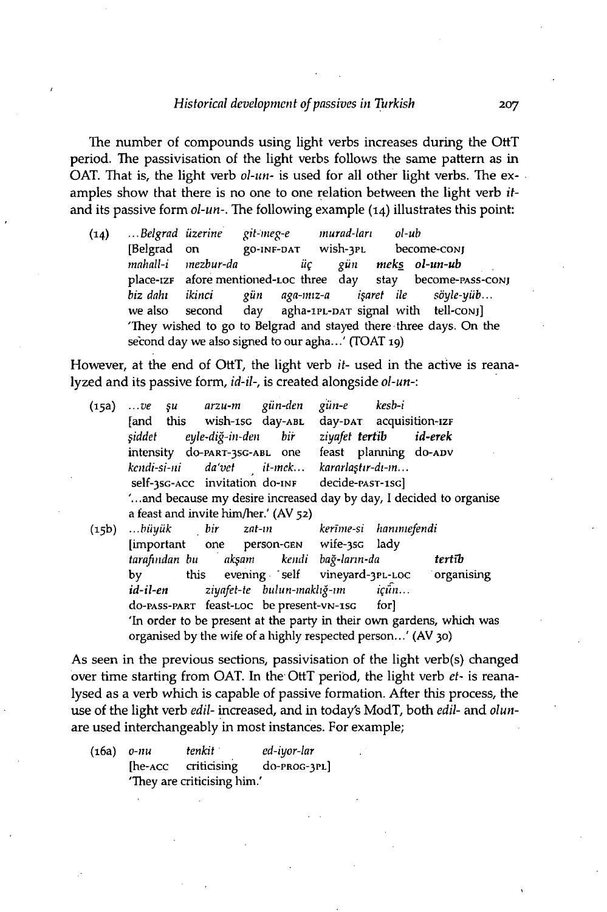The number of compounds using light verbs increases during the OttT period. The passivisation of the light verbs follows the same pattern as in OAT. That is, the light verb *ol-un-* is used for all other light verbs. The examples show that there is no one to one relation between the light verb *it-* and its passive form *ol-un-*. The following example (14) illustrates this point:

(14) ...*Belgrad üzerine git-meg-e murad-ları ol-ub*
[Belgrad on go-INF-DAT wish-3PL become-CONJ
*mahall-i mezbur-da üç gün **meks ol-un-ub***
place-IZF afore mentioned-LOC three day stay become-PASS-CONJ
*biz dahı ikinci gün aga-mız-a işaret ile söyle-yüb...*
we also second day agha-1PL-DAT signal with tell-CONJ]
'They wished to go to Belgrad and stayed there three days. On the second day we also signed to our agha...' (TOAT 19)

However, at the end of OttT, the light verb *it-* used in the active is reanalyzed and its passive form, *id-il-*, is created alongside *ol-un-*:

(15a) ...*ve şu arzu-m gün-den gün-e kesb-i*
[and this wish-1SG day-ABL day-DAT acquisition-IZF
*şiddet eyle-diğ-in-den bir ziyafet **tertib id-erek***
intensity do-PART-3SG-ABL one feast planning do-ADV
*kendi-si-ni da'vet it-mek... kararlaştır-dı-m...*
self-3SG-ACC invitation do-INF decide-PAST-1SG]
'...and because my desire increased day by day, I decided to organise a feast and invite him/her.' (AV 52)

(15b) ...*büyük bir zat-ın kerîme-si hanımefendi*
[important one person-GEN wife-3SG lady
*tarafından bu akşam kendi bağ-ların-da **tertîb***
by this evening self vineyard-3PL-LOC organising
***id-il-en** ziyafet-te bulun-maklığ-ım içün...*
do-PASS-PART feast-LOC be present-VN-1SG for]
'In order to be present at the party in their own gardens, which was organised by the wife of a highly respected person...' (AV 30)

As seen in the previous sections, passivisation of the light verb(s) changed over time starting from OAT. In the OttT period, the light verb *et-* is reanalysed as a verb which is capable of passive formation. After this process, the use of the light verb *edil-* increased, and in today's ModT, both *edil-* and *olun-* are used interchangeably in most instances. For example;

(16a) *o-nu tenkit ed-iyor-lar*
[he-ACC criticising do-PROG-3PL]
'They are criticising him.'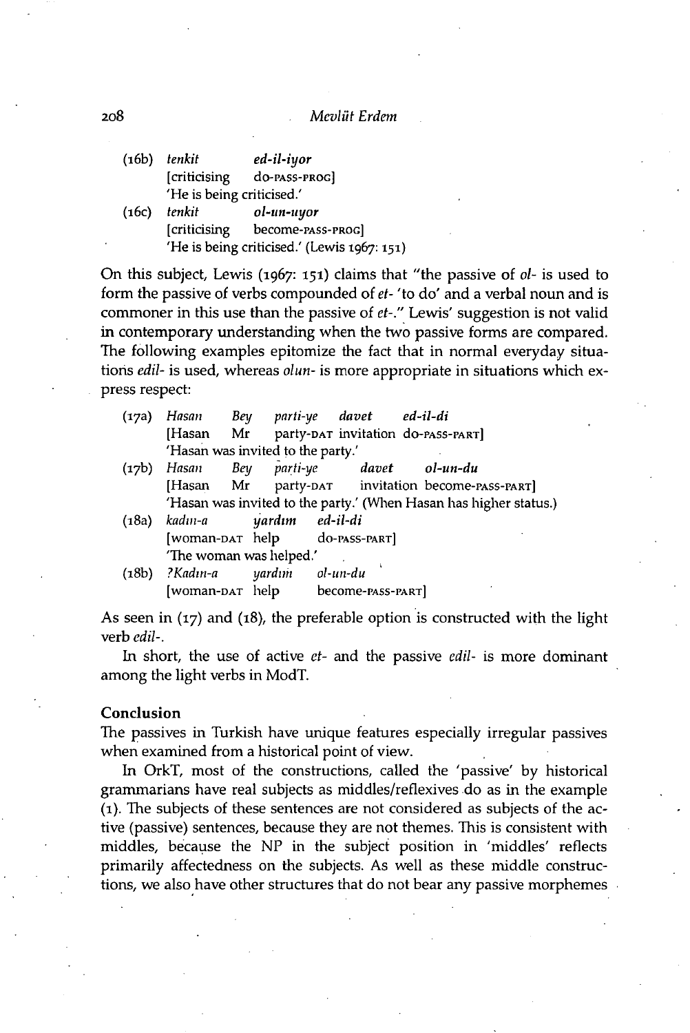(16b) *tenkit* *ed-il-iyor*
[criticising do-PASS-PROG]
'He is being criticised.'

(16c) *tenkit* *ol-un-uyor*
[criticising become-PASS-PROG]
'He is being criticised.' (Lewis 1967: 151)

On this subject, Lewis (1967: 151) claims that "the passive of *ol-* is used to form the passive of verbs compounded of *et-* 'to do' and a verbal noun and is commoner in this use than the passive of *et-*." Lewis' suggestion is not valid in contemporary understanding when the two passive forms are compared. The following examples epitomize the fact that in normal everyday situations *edil-* is used, whereas *olun-* is more appropriate in situations which express respect:

(17a) *Hasan* *Bey* *parti-ye* *davet* *ed-il-di*
[Hasan Mr party-DAT invitation do-PASS-PART]
'Hasan was invited to the party.'

(17b) *Hasan* *Bey* *parti-ye* *davet* *ol-un-du*
[Hasan Mr party-DAT invitation become-PASS-PART]
'Hasan was invited to the party.' (When Hasan has higher status.)

(18a) *kadın-a* *yardım* *ed-il-di*
[woman-DAT help do-PASS-PART]
'The woman was helped.'

(18b) *?Kadın-a* *yardım* *ol-un-du*
[woman-DAT help become-PASS-PART]

As seen in (17) and (18), the preferable option is constructed with the light verb *edil-*.

In short, the use of active *et-* and the passive *edil-* is more dominant among the light verbs in ModT.

## Conclusion

The passives in Turkish have unique features especially irregular passives when examined from a historical point of view.

In OrkT, most of the constructions, called the 'passive' by historical grammarians have real subjects as middles/reflexives do as in the example (1). The subjects of these sentences are not considered as subjects of the active (passive) sentences, because they are not themes. This is consistent with middles, because the NP in the subject position in 'middles' reflects primarily affectedness on the subjects. As well as these middle constructions, we also have other structures that do not bear any passive morphemes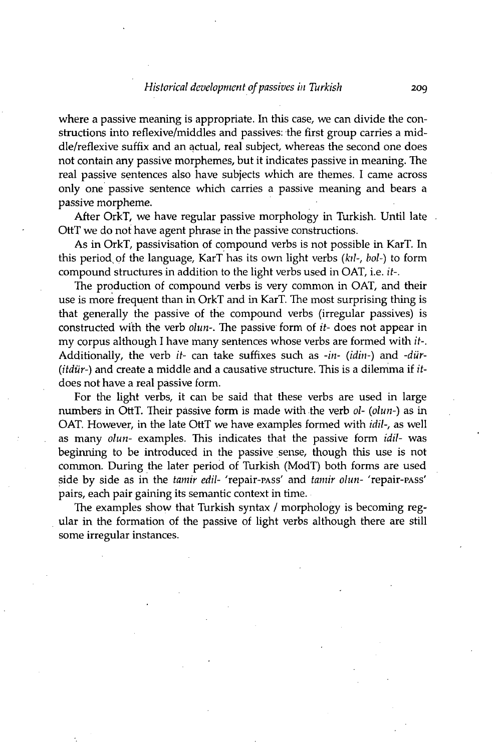where a passive meaning is appropriate. In this case, we can divide the constructions into reflexive/middles and passives: the first group carries a middle/reflexive suffix and an actual, real subject, whereas the second one does not contain any passive morphemes, but it indicates passive in meaning. The real passive sentences also have subjects which are themes. I came across only one passive sentence which carries a passive meaning and bears a passive morpheme.

After OrkT, we have regular passive morphology in Turkish. Until late OttT we do not have agent phrase in the passive constructions.

As in OrkT, passivisation of compound verbs is not possible in KarT. In this period of the language, KarT has its own light verbs (*kıl-*, *bol-*) to form compound structures in addition to the light verbs used in OAT, i.e. *it-*.

The production of compound verbs is very common in OAT, and their use is more frequent than in OrkT and in KarT. The most surprising thing is that generally the passive of the compound verbs (irregular passives) is constructed with the verb *olun-*. The passive form of *it-* does not appear in my corpus although I have many sentences whose verbs are formed with *it-*. Additionally, the verb *it-* can take suffixes such as *-in-* (*idin-*) and *-dür-* (*itdür-*) and create a middle and a causative structure. This is a dilemma if *it-* does not have a real passive form.

For the light verbs, it can be said that these verbs are used in large numbers in OttT. Their passive form is made with the verb *ol-* (*olun-*) as in OAT. However, in the late OttT we have examples formed with *idil-*, as well as many *olun-* examples. This indicates that the passive form *idil-* was beginning to be introduced in the passive sense, though this use is not common. During the later period of Turkish (ModT) both forms are used side by side as in the *tamir edil-* 'repair-PASS' and *tamir olun-* 'repair-PASS' pairs, each pair gaining its semantic context in time.

The examples show that Turkish syntax / morphology is becoming regular in the formation of the passive of light verbs although there are still some irregular instances.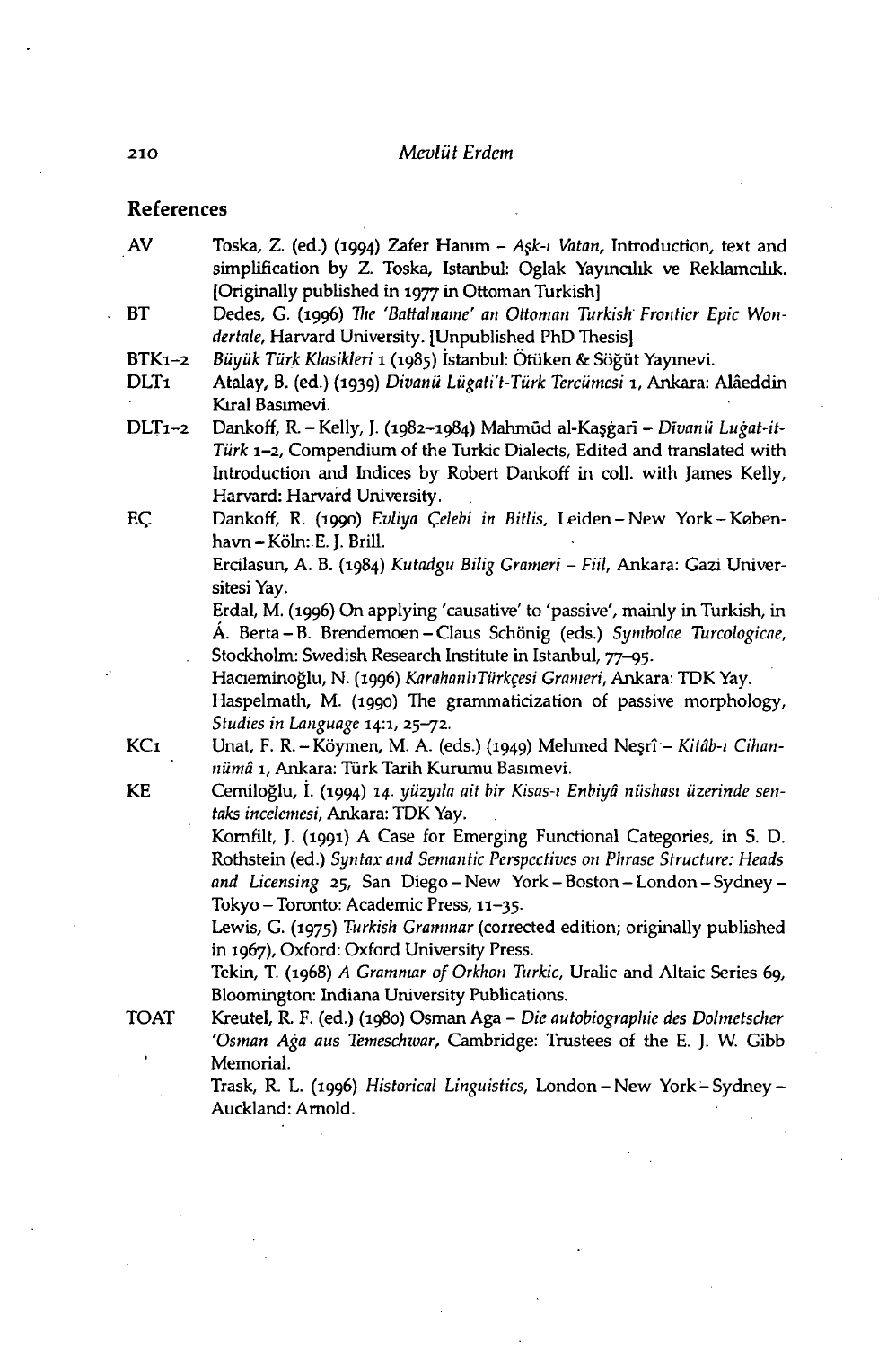## References

| | |
|---|---|
| AV | Toska, Z. (ed.) (1994) Zafer Hanım – *Aşk-ı Vatan*, Introduction, text and simplification by Z. Toska, Istanbul: Oglak Yayıncılık ve Reklamcılık. [Originally published in 1977 in Ottoman Turkish] |
| BT | Dedes, G. (1996) *The 'Battalname' an Ottoman Turkish Frontier Epic Wondertale*, Harvard University. [Unpublished PhD Thesis] |
| BTK1–2 | *Büyük Türk Klasikleri* 1 (1985) İstanbul: Ötüken & Söğüt Yayınevi. |
| DLT1 | Atalay, B. (ed.) (1939) *Divanü Lügati't-Türk Tercümesi* 1, Ankara: Alâeddin Kıral Basımevi. |
| DLT1–2 | Dankoff, R. – Kelly, J. (1982–1984) Mahmūd al-Kaşgarī – *Dīvanü Luġat-it-Türk* 1–2, Compendium of the Turkic Dialects, Edited and translated with Introduction and Indices by Robert Dankoff in coll. with James Kelly, Harvard: Harvard University. |
| EÇ | Dankoff, R. (1990) *Evliya Çelebi in Bitlis*, Leiden – New York – København – Köln: E. J. Brill. |
| | Ercilasun, A. B. (1984) *Kutadgu Bilig Grameri – Fiil*, Ankara: Gazi Universitesi Yay. |
| | Erdal, M. (1996) On applying 'causative' to 'passive', mainly in Turkish, in Á. Berta – B. Brendemoen – Claus Schönig (eds.) *Symbolae Turcologicae*, Stockholm: Swedish Research Institute in Istanbul, 77–95. |
| | Hacıeminoğlu, N. (1996) *KarahanlıTürkçesi Grameri*, Ankara: TDK Yay. |
| | Haspelmath, M. (1990) The grammaticization of passive morphology, *Studies in Language* 14:1, 25–72. |
| KC1 | Unat, F. R. – Köymen, M. A. (eds.) (1949) Mehmed Neşrî – *Kitâb-ı Cihannümâ* 1, Ankara: Türk Tarih Kurumu Basımevi. |
| KE | Cemiloğlu, İ. (1994) *14. yüzyıla ait bir Kisas-ı Enbiyâ nüshası üzerinde sentaks incelemesi*, Ankara: TDK Yay. |
| | Kornfilt, J. (1991) A Case for Emerging Functional Categories, in S. D. Rothstein (ed.) *Syntax and Semantic Perspectives on Phrase Structure: Heads and Licensing* 25, San Diego – New York – Boston – London – Sydney – Tokyo – Toronto: Academic Press, 11–35. |
| | Lewis, G. (1975) *Turkish Grammar* (corrected edition; originally published in 1967), Oxford: Oxford University Press. |
| | Tekin, T. (1968) *A Grammar of Orkhon Turkic*, Uralic and Altaic Series 69, Bloomington: Indiana University Publications. |
| TOAT | Kreutel, R. F. (ed.) (1980) Osman Aga – *Die autobiographie des Dolmetscher 'Osman Aġa aus Temeschwar*, Cambridge: Trustees of the E. J. W. Gibb Memorial. |
| | Trask, R. L. (1996) *Historical Linguistics*, London – New York – Sydney – Auckland: Arnold. |